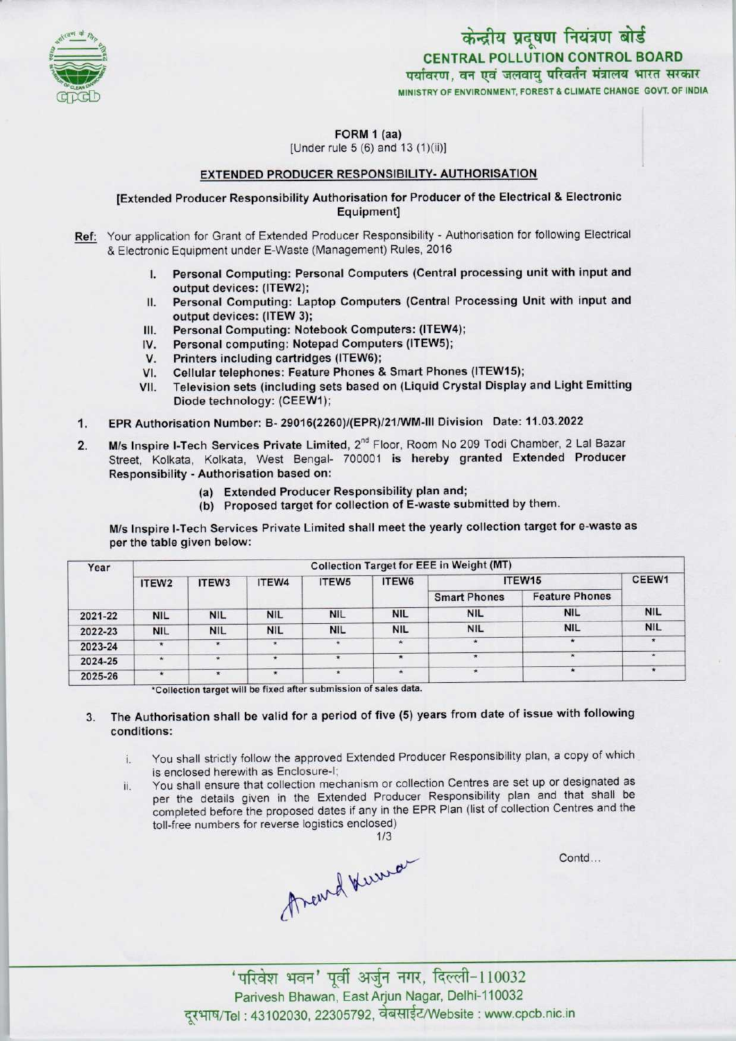केन्द्रीय प्रदूषण नियंत्रण बोर्ड
**CENTRAL POLLUTION CONTROL BOARD**
पर्यावरण, वन एवं जलवायु परिवर्तन मंत्रालय भारत सरकार
MINISTRY OF ENVIRONMENT, FOREST & CLIMATE CHANGE GOVT. OF INDIA

**FORM 1 (aa)**
[Under rule 5 (6) and 13 (1)(ii)]

**EXTENDED PRODUCER RESPONSIBILITY- AUTHORISATION**

**[Extended Producer Responsibility Authorisation for Producer of the Electrical & Electronic Equipment]**

**Ref:** Your application for Grant of Extended Producer Responsibility - Authorisation for following Electrical & Electronic Equipment under E-Waste (Management) Rules, 2016

I. **Personal Computing: Personal Computers (Central processing unit with input and output devices: (ITEW2);**
II. **Personal Computing: Laptop Computers (Central Processing Unit with input and output devices: (ITEW 3);**
III. **Personal Computing: Notebook Computers: (ITEW4);**
IV. **Personal computing: Notepad Computers (ITEW5);**
V. **Printers including cartridges (ITEW6);**
VI. **Cellular telephones: Feature Phones & Smart Phones (ITEW15);**
VII. **Television sets (including sets based on (Liquid Crystal Display and Light Emitting Diode technology: (CEEW1);**

1. **EPR Authorisation Number: B- 29016(2260)/(EPR)/21/WM-III Division Date: 11.03.2022**

2. **M/s Inspire I-Tech Services Private Limited,** 2nd Floor, Room No 209 Todi Chamber, 2 Lal Bazar Street, Kolkata, Kolkata, West Bengal- 700001 **is hereby granted Extended Producer Responsibility - Authorisation based on:**

   (a) **Extended Producer Responsibility plan and;**
   (b) **Proposed target for collection of E-waste submitted by them.**

**M/s Inspire I-Tech Services Private Limited shall meet the yearly collection target for e-waste as per the table given below:**

| Year | Collection Target for EEE in Weight (MT) | | | | | | | |
|---|---|---|---|---|---|---|---|---|
| | ITEW2 | ITEW3 | ITEW4 | ITEW5 | ITEW6 | ITEW15 | | CEEW1 |
| | | | | | | Smart Phones | Feature Phones | |
| 2021-22 | NIL | NIL | NIL | NIL | NIL | NIL | NIL | NIL |
| 2022-23 | NIL | NIL | NIL | NIL | NIL | NIL | NIL | NIL |
| 2023-24 | * | * | * | * | * | * | * | * |
| 2024-25 | * | * | * | * | * | * | * | * |
| 2025-26 | * | * | * | * | * | * | * | * |

*Collection target will be fixed after submission of sales data.

3. **The Authorisation shall be valid for a period of five (5) years from date of issue with following conditions:**

   i. You shall strictly follow the approved Extended Producer Responsibility plan, a copy of which is enclosed herewith as Enclosure-I;
   ii. You shall ensure that collection mechanism or collection Centres are set up or designated as per the details given in the Extended Producer Responsibility plan and that shall be completed before the proposed dates if any in the EPR Plan (list of collection Centres and the toll-free numbers for reverse logistics enclosed)

Contd...

'परिवेश भवन' पूर्वी अर्जुन नगर, दिल्ली-110032
Parivesh Bhawan, East Arjun Nagar, Delhi-110032
दूरभाष/Tel : 43102030, 22305792, वेबसाईट/Website : www.cpcb.nic.in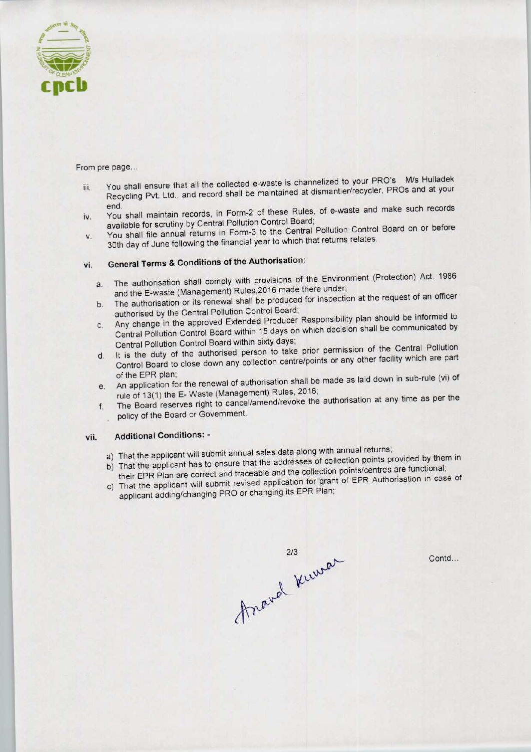From pre page...

iii. You shall ensure that all the collected e-waste is channelized to your PRO's M/s Hulladek Recycling Pvt. Ltd., and record shall be maintained at dismantler/recycler, PROs and at your end.

iv. You shall maintain records, in Form-2 of these Rules, of e-waste and make such records available for scrutiny by Central Pollution Control Board;

v. You shall file annual returns in Form-3 to the Central Pollution Control Board on or before 30th day of June following the financial year to which that returns relates.

vi. **General Terms & Conditions of the Authorisation:**

a. The authorisation shall comply with provisions of the Environment (Protection) Act, 1986 and the E-waste (Management) Rules,2016 made there under;

b. The authorisation or its renewal shall be produced for inspection at the request of an officer authorised by the Central Pollution Control Board;

c. Any change in the approved Extended Producer Responsibility plan should be informed to Central Pollution Control Board within 15 days on which decision shall be communicated by Central Pollution Control Board within sixty days;

d. It is the duty of the authorised person to take prior permission of the Central Pollution Control Board to close down any collection centre/points or any other facility which are part of the EPR plan;

e. An application for the renewal of authorisation shall be made as laid down in sub-rule (vi) of rule of 13(1) the E- Waste (Management) Rules, 2016;

f. The Board reserves right to cancel/amend/revoke the authorisation at any time as per the policy of the Board or Government.

vii. **Additional Conditions: -**

a) That the applicant will submit annual sales data along with annual returns;

b) That the applicant has to ensure that the addresses of collection points provided by them in their EPR Plan are correct and traceable and the collection points/centres are functional;

c) That the applicant will submit revised application for grant of EPR Authorisation in case of applicant adding/changing PRO or changing its EPR Plan;

Anand Kumar

Contd...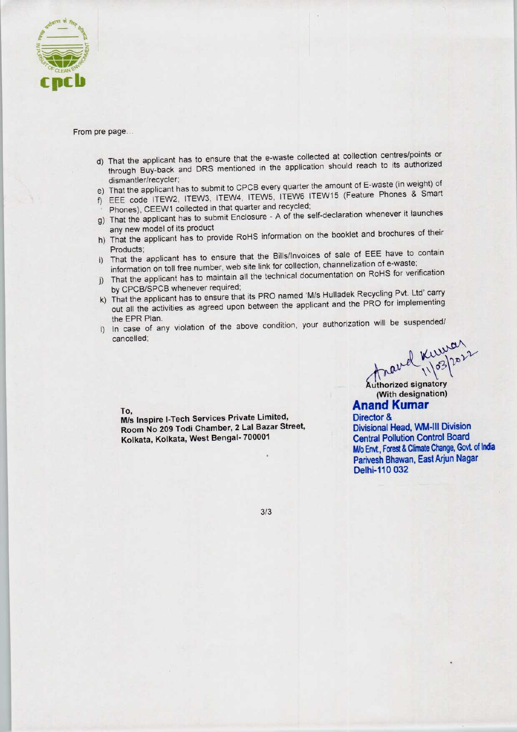From pre page...

d) That the applicant has to ensure that the e-waste collected at collection centres/points or through Buy-back and DRS mentioned in the application should reach to its authorized dismantler/recycler;
e) That the applicant has to submit to CPCB every quarter the amount of E-waste (in weight) of
f) EEE code ITEW2, ITEW3, ITEW4, ITEW5, ITEW6 ITEW15 (Feature Phones & Smart Phones), CEEW1 collected in that quarter and recycled;
g) That the applicant has to submit Enclosure - A of the self-declaration whenever it launches any new model of its product
h) That the applicant has to provide RoHS information on the booklet and brochures of their Products;
i) That the applicant has to ensure that the Bills/Invoices of sale of EEE have to contain information on toll free number, web site link for collection, channelization of e-waste;
j) That the applicant has to maintain all the technical documentation on RoHS for verification by CPCB/SPCB whenever required;
k) That the applicant has to ensure that its PRO named 'M/s Hulladek Recycling Pvt. Ltd' carry out all the activities as agreed upon between the applicant and the PRO for implementing the EPR Plan.
l) In case of any violation of the above condition, your authorization will be suspended/ cancelled;

Anand Kumar 11/03/2022

Authorized signatory
(With designation)

**Anand Kumar**
Director &
Divisional Head, WM-III Division
Central Pollution Control Board
M/o Envt., Forest & Climate Change, Govt. of India
Parivesh Bhawan, East Arjun Nagar
Delhi-110 032

To,
M/s Inspire I-Tech Services Private Limited,
Room No 209 Todi Chamber, 2 Lal Bazar Street,
Kolkata, Kolkata, West Bengal- 700001